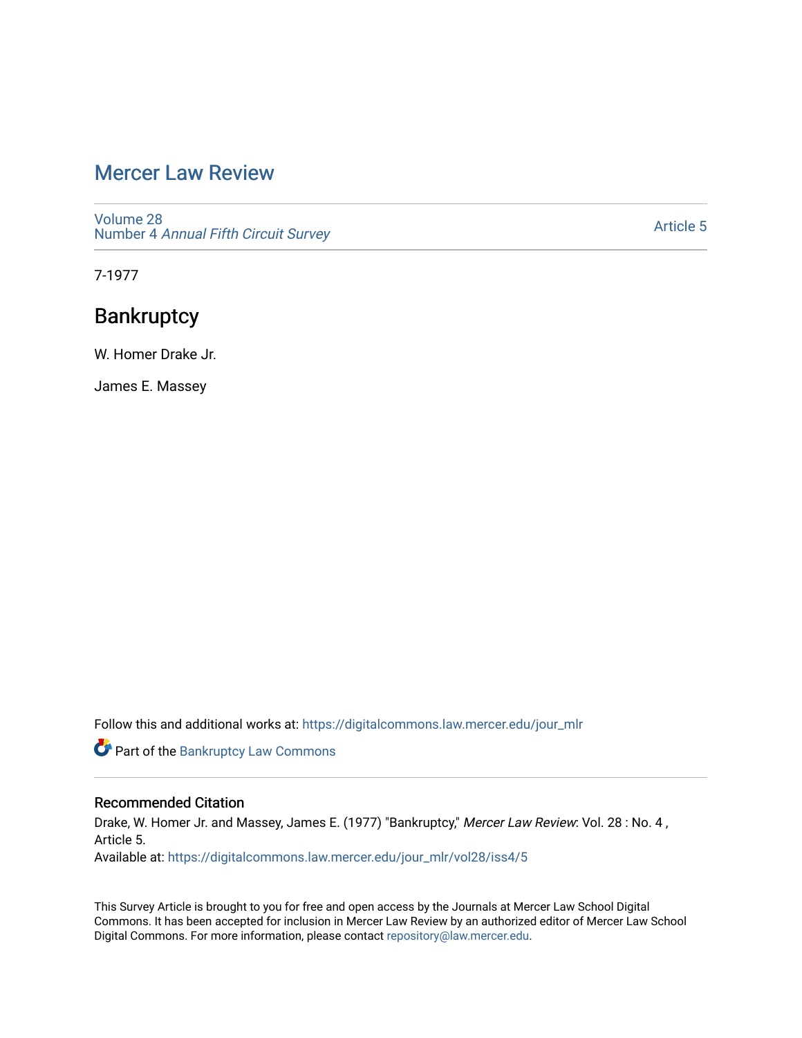# Mercer Law Review

Volume 28
Number 4 *Annual Fifth Circuit Survey*

Article 5

7-1977

## Bankruptcy

W. Homer Drake Jr.

James E. Massey

Follow this and additional works at: https://digitalcommons.law.mercer.edu/jour_mlr

Part of the Bankruptcy Law Commons

### Recommended Citation

Drake, W. Homer Jr. and Massey, James E. (1977) "Bankruptcy," *Mercer Law Review*: Vol. 28 : No. 4 , Article 5.
Available at: https://digitalcommons.law.mercer.edu/jour_mlr/vol28/iss4/5

This Survey Article is brought to you for free and open access by the Journals at Mercer Law School Digital Commons. It has been accepted for inclusion in Mercer Law Review by an authorized editor of Mercer Law School Digital Commons. For more information, please contact repository@law.mercer.edu.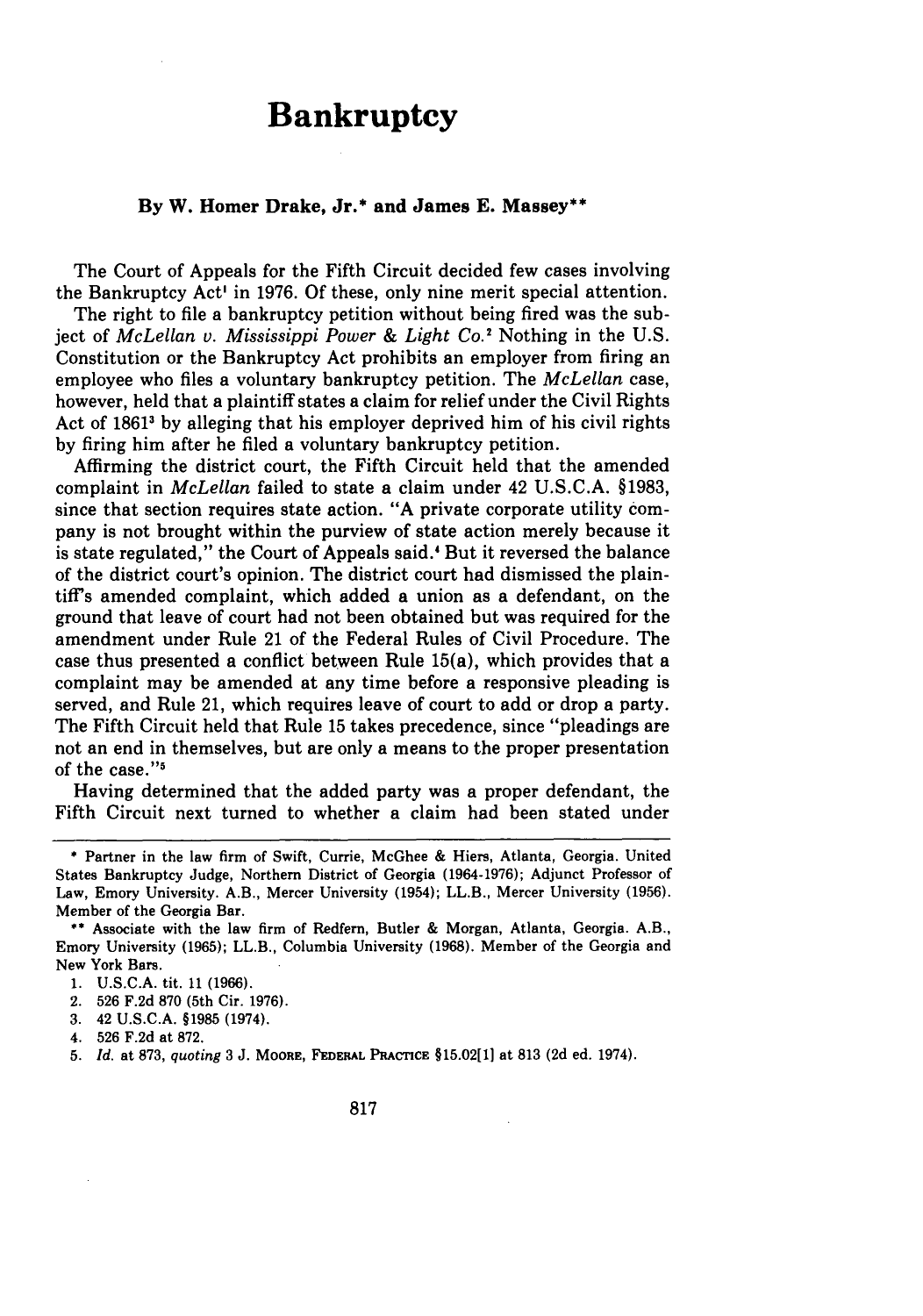# Bankruptcy

**By W. Homer Drake, Jr.\* and James E. Massey\*\***

The Court of Appeals for the Fifth Circuit decided few cases involving the Bankruptcy Act[1] in 1976. Of these, only nine merit special attention.

The right to file a bankruptcy petition without being fired was the subject of *McLellan v. Mississippi Power & Light Co.*[2] Nothing in the U.S. Constitution or the Bankruptcy Act prohibits an employer from firing an employee who files a voluntary bankruptcy petition. The *McLellan* case, however, held that a plaintiff states a claim for relief under the Civil Rights Act of 1861[3] by alleging that his employer deprived him of his civil rights by firing him after he filed a voluntary bankruptcy petition.

Affirming the district court, the Fifth Circuit held that the amended complaint in *McLellan* failed to state a claim under 42 U.S.C.A. §1983, since that section requires state action. "A private corporate utility company is not brought within the purview of state action merely because it is state regulated," the Court of Appeals said.[4] But it reversed the balance of the district court's opinion. The district court had dismissed the plaintiff's amended complaint, which added a union as a defendant, on the ground that leave of court had not been obtained but was required for the amendment under Rule 21 of the Federal Rules of Civil Procedure. The case thus presented a conflict between Rule 15(a), which provides that a complaint may be amended at any time before a responsive pleading is served, and Rule 21, which requires leave of court to add or drop a party. The Fifth Circuit held that Rule 15 takes precedence, since "pleadings are not an end in themselves, but are only a means to the proper presentation of the case."[5]

Having determined that the added party was a proper defendant, the Fifth Circuit next turned to whether a claim had been stated under

---

\* Partner in the law firm of Swift, Currie, McGhee & Hiers, Atlanta, Georgia. United States Bankruptcy Judge, Northern District of Georgia (1964-1976); Adjunct Professor of Law, Emory University. A.B., Mercer University (1954); LL.B., Mercer University (1956). Member of the Georgia Bar.

\*\* Associate with the law firm of Redfern, Butler & Morgan, Atlanta, Georgia. A.B., Emory University (1965); LL.B., Columbia University (1968). Member of the Georgia and New York Bars.

1. U.S.C.A. tit. 11 (1966).
2. 526 F.2d 870 (5th Cir. 1976).
3. 42 U.S.C.A. §1985 (1974).
4. 526 F.2d at 872.
5. *Id.* at 873, *quoting* 3 J. Moore, Federal Practice §15.02[1] at 813 (2d ed. 1974).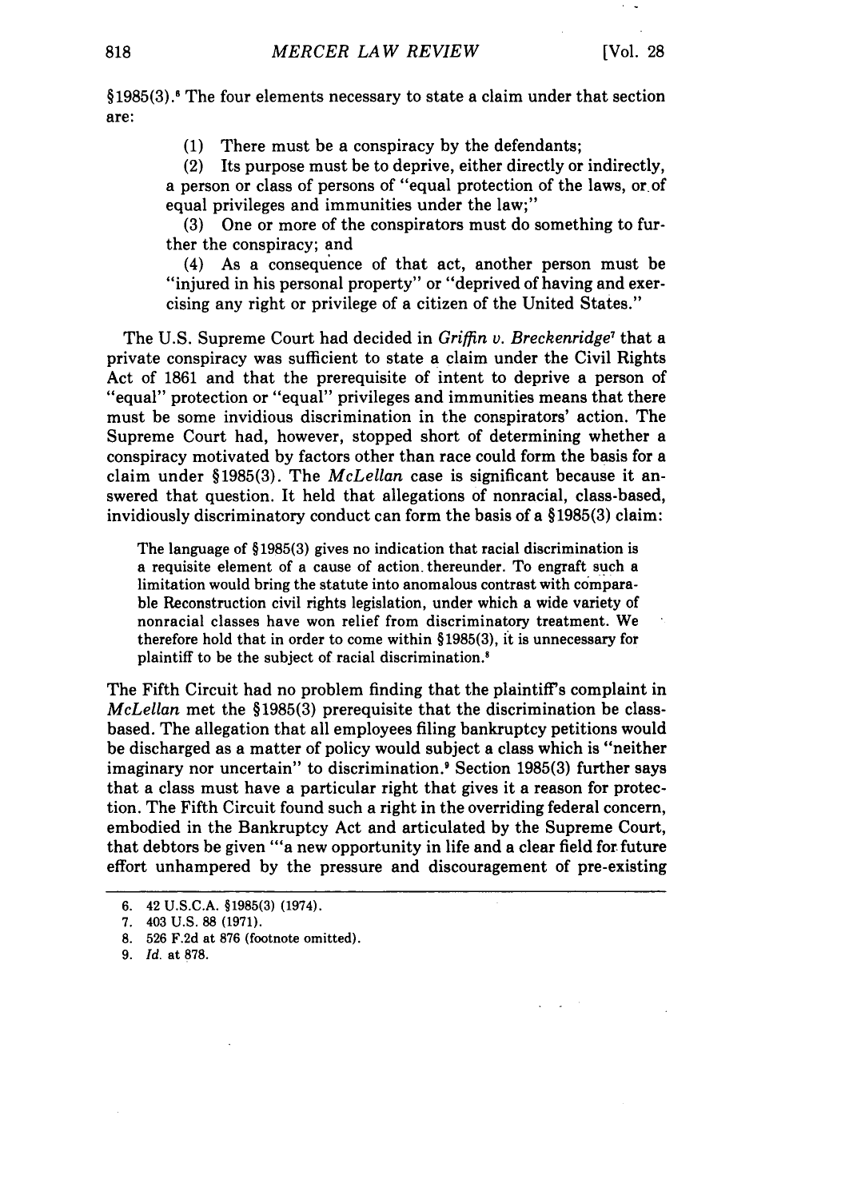§1985(3).[6] The four elements necessary to state a claim under that section are:

> (1) There must be a conspiracy by the defendants;
>
> (2) Its purpose must be to deprive, either directly or indirectly, a person or class of persons of "equal protection of the laws, or of equal privileges and immunities under the law;"
>
> (3) One or more of the conspirators must do something to further the conspiracy; and
>
> (4) As a consequence of that act, another person must be "injured in his personal property" or "deprived of having and exercising any right or privilege of a citizen of the United States."

The U.S. Supreme Court had decided in *Griffin v. Breckenridge*[7] that a private conspiracy was sufficient to state a claim under the Civil Rights Act of 1861 and that the prerequisite of intent to deprive a person of "equal" protection or "equal" privileges and immunities means that there must be some invidious discrimination in the conspirators' action. The Supreme Court had, however, stopped short of determining whether a conspiracy motivated by factors other than race could form the basis for a claim under §1985(3). The *McLellan* case is significant because it answered that question. It held that allegations of nonracial, class-based, invidiously discriminatory conduct can form the basis of a §1985(3) claim:

> The language of §1985(3) gives no indication that racial discrimination is a requisite element of a cause of action thereunder. To engraft such a limitation would bring the statute into anomalous contrast with comparable Reconstruction civil rights legislation, under which a wide variety of nonracial classes have won relief from discriminatory treatment. We therefore hold that in order to come within §1985(3), it is unnecessary for plaintiff to be the subject of racial discrimination.[8]

The Fifth Circuit had no problem finding that the plaintiff's complaint in *McLellan* met the §1985(3) prerequisite that the discrimination be class-based. The allegation that all employees filing bankruptcy petitions would be discharged as a matter of policy would subject a class which is "neither imaginary nor uncertain" to discrimination.[9] Section 1985(3) further says that a class must have a particular right that gives it a reason for protection. The Fifth Circuit found such a right in the overriding federal concern, embodied in the Bankruptcy Act and articulated by the Supreme Court, that debtors be given "'a new opportunity in life and a clear field for future effort unhampered by the pressure and discouragement of pre-existing

---

6. 42 U.S.C.A. §1985(3) (1974).
7. 403 U.S. 88 (1971).
8. 526 F.2d at 876 (footnote omitted).
9. *Id.* at 878.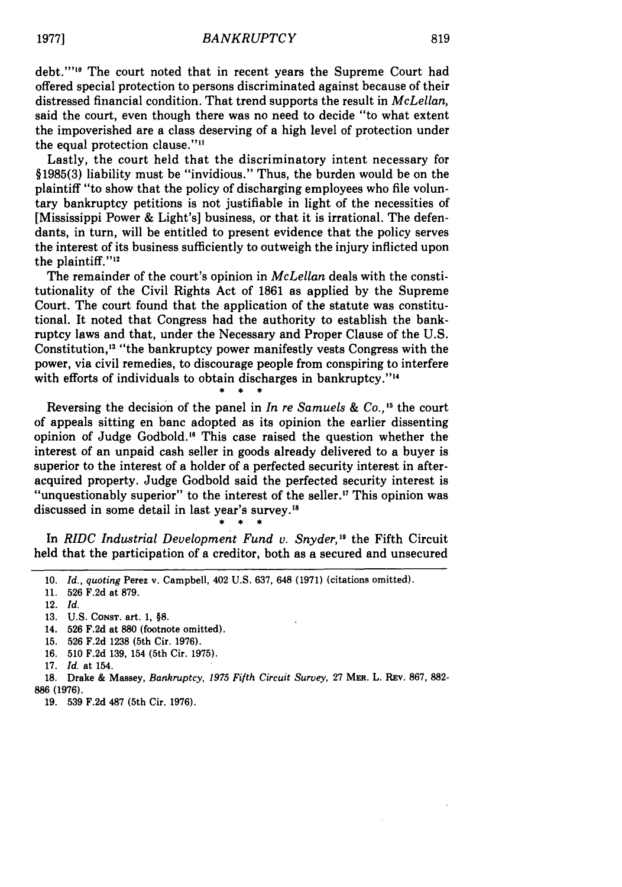debt.'"[10] The court noted that in recent years the Supreme Court had offered special protection to persons discriminated against because of their distressed financial condition. That trend supports the result in *McLellan,* said the court, even though there was no need to decide "to what extent the impoverished are a class deserving of a high level of protection under the equal protection clause."[11]

Lastly, the court held that the discriminatory intent necessary for §1985(3) liability must be "invidious." Thus, the burden would be on the plaintiff "to show that the policy of discharging employees who file voluntary bankruptcy petitions is not justifiable in light of the necessities of [Mississippi Power & Light's] business, or that it is irrational. The defendants, in turn, will be entitled to present evidence that the policy serves the interest of its business sufficiently to outweigh the injury inflicted upon the plaintiff."[12]

The remainder of the court's opinion in *McLellan* deals with the constitutionality of the Civil Rights Act of 1861 as applied by the Supreme Court. The court found that the application of the statute was constitutional. It noted that Congress had the authority to establish the bankruptcy laws and that, under the Necessary and Proper Clause of the U.S. Constitution,[13] "the bankruptcy power manifestly vests Congress with the power, via civil remedies, to discourage people from conspiring to interfere with efforts of individuals to obtain discharges in bankruptcy."[14]

\* \* \*

Reversing the decision of the panel in *In re Samuels & Co.,*[15] the court of appeals sitting en banc adopted as its opinion the earlier dissenting opinion of Judge Godbold.[16] This case raised the question whether the interest of an unpaid cash seller in goods already delivered to a buyer is superior to the interest of a holder of a perfected security interest in after-acquired property. Judge Godbold said the perfected security interest is "unquestionably superior" to the interest of the seller.[17] This opinion was discussed in some detail in last year's survey.[18]

\* \* \*

In *RIDC Industrial Development Fund v. Snyder,*[19] the Fifth Circuit held that the participation of a creditor, both as a secured and unsecured

---

10. *Id., quoting* Perez v. Campbell, 402 U.S. 637, 648 (1971) (citations omitted).
11. 526 F.2d at 879.
12. *Id.*
13. U.S. CONST. art. 1, §8.
14. 526 F.2d at 880 (footnote omitted).
15. 526 F.2d 1238 (5th Cir. 1976).
16. 510 F.2d 139, 154 (5th Cir. 1975).
17. *Id.* at 154.
18. Drake & Massey, *Bankruptcy, 1975 Fifth Circuit Survey,* 27 MER. L. REV. 867, 882-886 (1976).
19. 539 F.2d 487 (5th Cir. 1976).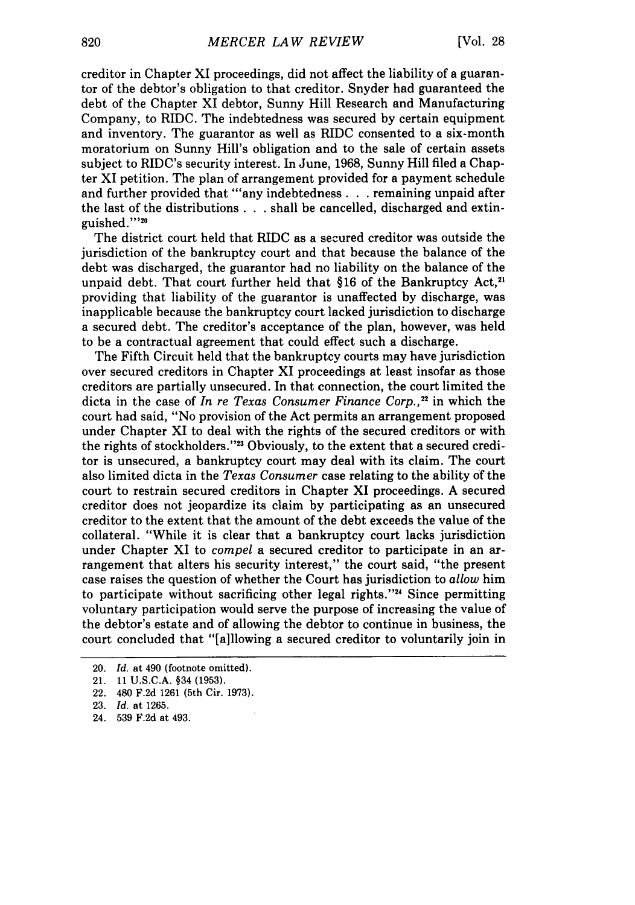creditor in Chapter XI proceedings, did not affect the liability of a guarantor of the debtor's obligation to that creditor. Snyder had guaranteed the debt of the Chapter XI debtor, Sunny Hill Research and Manufacturing Company, to RIDC. The indebtedness was secured by certain equipment and inventory. The guarantor as well as RIDC consented to a six-month moratorium on Sunny Hill's obligation and to the sale of certain assets subject to RIDC's security interest. In June, 1968, Sunny Hill filed a Chapter XI petition. The plan of arrangement provided for a payment schedule and further provided that "'any indebtedness . . . remaining unpaid after the last of the distributions . . . shall be cancelled, discharged and extinguished.'"[20]

The district court held that RIDC as a secured creditor was outside the jurisdiction of the bankruptcy court and that because the balance of the debt was discharged, the guarantor had no liability on the balance of the unpaid debt. That court further held that §16 of the Bankruptcy Act,[21] providing that liability of the guarantor is unaffected by discharge, was inapplicable because the bankruptcy court lacked jurisdiction to discharge a secured debt. The creditor's acceptance of the plan, however, was held to be a contractual agreement that could effect such a discharge.

The Fifth Circuit held that the bankruptcy courts may have jurisdiction over secured creditors in Chapter XI proceedings at least insofar as those creditors are partially unsecured. In that connection, the court limited the dicta in the case of *In re Texas Consumer Finance Corp.*,[22] in which the court had said, "No provision of the Act permits an arrangement proposed under Chapter XI to deal with the rights of the secured creditors or with the rights of stockholders."[23] Obviously, to the extent that a secured creditor is unsecured, a bankruptcy court may deal with its claim. The court also limited dicta in the *Texas Consumer* case relating to the ability of the court to restrain secured creditors in Chapter XI proceedings. A secured creditor does not jeopardize its claim by participating as an unsecured creditor to the extent that the amount of the debt exceeds the value of the collateral. "While it is clear that a bankruptcy court lacks jurisdiction under Chapter XI to *compel* a secured creditor to participate in an arrangement that alters his security interest," the court said, "the present case raises the question of whether the Court has jurisdiction to *allow* him to participate without sacrificing other legal rights."[24] Since permitting voluntary participation would serve the purpose of increasing the value of the debtor's estate and of allowing the debtor to continue in business, the court concluded that "[a]llowing a secured creditor to voluntarily join in

---

20. *Id.* at 490 (footnote omitted).
21. 11 U.S.C.A. §34 (1953).
22. 480 F.2d 1261 (5th Cir. 1973).
23. *Id.* at 1265.
24. 539 F.2d at 493.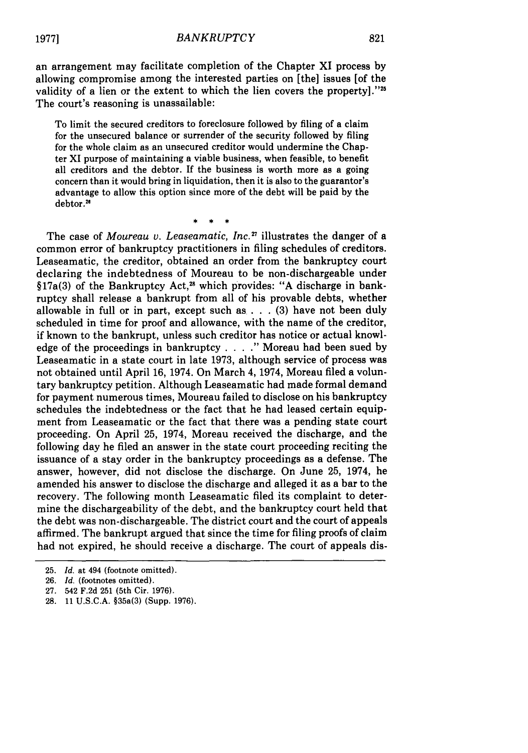an arrangement may facilitate completion of the Chapter XI process by allowing compromise among the interested parties on [the] issues [of the validity of a lien or the extent to which the lien covers the property]."[25] The court's reasoning is unassailable:

> To limit the secured creditors to foreclosure followed by filing of a claim for the unsecured balance or surrender of the security followed by filing for the whole claim as an unsecured creditor would undermine the Chapter XI purpose of maintaining a viable business, when feasible, to benefit all creditors and the debtor. If the business is worth more as a going concern than it would bring in liquidation, then it is also to the guarantor's advantage to allow this option since more of the debt will be paid by the debtor.[26]

\* \* \*

The case of *Moureau v. Leaseamatic, Inc.*[27] illustrates the danger of a common error of bankruptcy practitioners in filing schedules of creditors. Leaseamatic, the creditor, obtained an order from the bankruptcy court declaring the indebtedness of Moureau to be non-dischargeable under §17a(3) of the Bankruptcy Act,[28] which provides: "A discharge in bankruptcy shall release a bankrupt from all of his provable debts, whether allowable in full or in part, except such as . . . (3) have not been duly scheduled in time for proof and allowance, with the name of the creditor, if known to the bankrupt, unless such creditor has notice or actual knowledge of the proceedings in bankruptcy . . . ." Moreau had been sued by Leaseamatic in a state court in late 1973, although service of process was not obtained until April 16, 1974. On March 4, 1974, Moreau filed a voluntary bankruptcy petition. Although Leaseamatic had made formal demand for payment numerous times, Moureau failed to disclose on his bankruptcy schedules the indebtedness or the fact that he had leased certain equipment from Leaseamatic or the fact that there was a pending state court proceeding. On April 25, 1974, Moreau received the discharge, and the following day he filed an answer in the state court proceeding reciting the issuance of a stay order in the bankruptcy proceedings as a defense. The answer, however, did not disclose the discharge. On June 25, 1974, he amended his answer to disclose the discharge and alleged it as a bar to the recovery. The following month Leaseamatic filed its complaint to determine the dischargeability of the debt, and the bankruptcy court held that the debt was non-dischargeable. The district court and the court of appeals affirmed. The bankrupt argued that since the time for filing proofs of claim had not expired, he should receive a discharge. The court of appeals dis-

---

25. *Id.* at 494 (footnote omitted).
26. *Id.* (footnotes omitted).
27. 542 F.2d 251 (5th Cir. 1976).
28. 11 U.S.C.A. §35a(3) (Supp. 1976).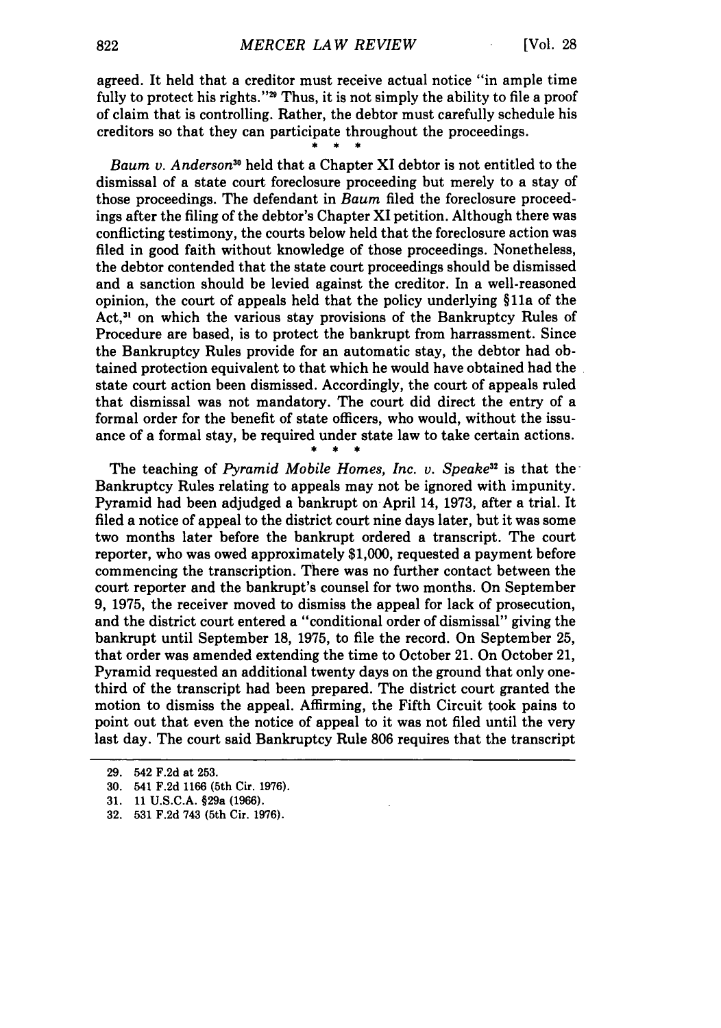agreed. It held that a creditor must receive actual notice "in ample time fully to protect his rights."[29] Thus, it is not simply the ability to file a proof of claim that is controlling. Rather, the debtor must carefully schedule his creditors so that they can participate throughout the proceedings.

\* \* \*

*Baum v. Anderson*[30] held that a Chapter XI debtor is not entitled to the dismissal of a state court foreclosure proceeding but merely to a stay of those proceedings. The defendant in *Baum* filed the foreclosure proceedings after the filing of the debtor's Chapter XI petition. Although there was conflicting testimony, the courts below held that the foreclosure action was filed in good faith without knowledge of those proceedings. Nonetheless, the debtor contended that the state court proceedings should be dismissed and a sanction should be levied against the creditor. In a well-reasoned opinion, the court of appeals held that the policy underlying §11a of the Act,[31] on which the various stay provisions of the Bankruptcy Rules of Procedure are based, is to protect the bankrupt from harrassment. Since the Bankruptcy Rules provide for an automatic stay, the debtor had obtained protection equivalent to that which he would have obtained had the state court action been dismissed. Accordingly, the court of appeals ruled that dismissal was not mandatory. The court did direct the entry of a formal order for the benefit of state officers, who would, without the issuance of a formal stay, be required under state law to take certain actions.

\* \* \*

The teaching of *Pyramid Mobile Homes, Inc. v. Speake*[32] is that the Bankruptcy Rules relating to appeals may not be ignored with impunity. Pyramid had been adjudged a bankrupt on April 14, 1973, after a trial. It filed a notice of appeal to the district court nine days later, but it was some two months later before the bankrupt ordered a transcript. The court reporter, who was owed approximately $1,000, requested a payment before commencing the transcription. There was no further contact between the court reporter and the bankrupt's counsel for two months. On September 9, 1975, the receiver moved to dismiss the appeal for lack of prosecution, and the district court entered a "conditional order of dismissal" giving the bankrupt until September 18, 1975, to file the record. On September 25, that order was amended extending the time to October 21. On October 21, Pyramid requested an additional twenty days on the ground that only one-third of the transcript had been prepared. The district court granted the motion to dismiss the appeal. Affirming, the Fifth Circuit took pains to point out that even the notice of appeal to it was not filed until the very last day. The court said Bankruptcy Rule 806 requires that the transcript

---

29. 542 F.2d at 253.
30. 541 F.2d 1166 (5th Cir. 1976).
31. 11 U.S.C.A. §29a (1966).
32. 531 F.2d 743 (5th Cir. 1976).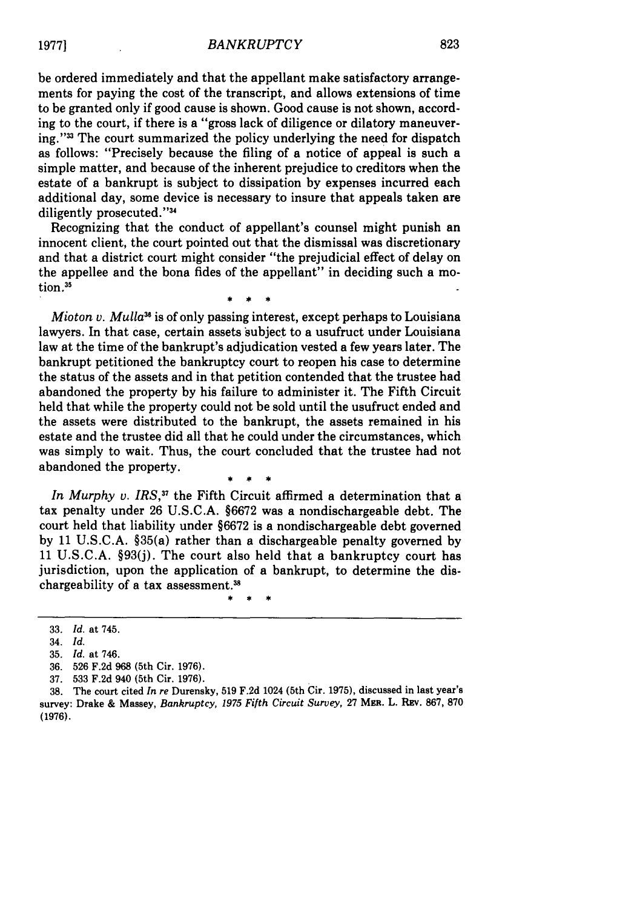be ordered immediately and that the appellant make satisfactory arrangements for paying the cost of the transcript, and allows extensions of time to be granted only if good cause is shown. Good cause is not shown, according to the court, if there is a "gross lack of diligence or dilatory maneuvering."[33] The court summarized the policy underlying the need for dispatch as follows: "Precisely because the filing of a notice of appeal is such a simple matter, and because of the inherent prejudice to creditors when the estate of a bankrupt is subject to dissipation by expenses incurred each additional day, some device is necessary to insure that appeals taken are diligently prosecuted."[34]

Recognizing that the conduct of appellant's counsel might punish an innocent client, the court pointed out that the dismissal was discretionary and that a district court might consider "the prejudicial effect of delay on the appellee and the bona fides of the appellant" in deciding such a motion.[35]

\* \* \*

*Mioton v. Mulla*[36] is of only passing interest, except perhaps to Louisiana lawyers. In that case, certain assets subject to a usufruct under Louisiana law at the time of the bankrupt's adjudication vested a few years later. The bankrupt petitioned the bankruptcy court to reopen his case to determine the status of the assets and in that petition contended that the trustee had abandoned the property by his failure to administer it. The Fifth Circuit held that while the property could not be sold until the usufruct ended and the assets were distributed to the bankrupt, the assets remained in his estate and the trustee did all that he could under the circumstances, which was simply to wait. Thus, the court concluded that the trustee had not abandoned the property.

\* \* \*

*In Murphy v. IRS*,[37] the Fifth Circuit affirmed a determination that a tax penalty under 26 U.S.C.A. §6672 was a nondischargeable debt. The court held that liability under §6672 is a nondischargeable debt governed by 11 U.S.C.A. §35(a) rather than a dischargeable penalty governed by 11 U.S.C.A. §93(j). The court also held that a bankruptcy court has jurisdiction, upon the application of a bankrupt, to determine the dischargeability of a tax assessment.[38]

\* \* \*

---

33. *Id.* at 745.
34. *Id.*
35. *Id.* at 746.
36. 526 F.2d 968 (5th Cir. 1976).
37. 533 F.2d 940 (5th Cir. 1976).
38. The court cited *In re* Durensky, 519 F.2d 1024 (5th Cir. 1975), discussed in last year's survey: Drake & Massey, *Bankruptcy, 1975 Fifth Circuit Survey*, 27 MER. L. REV. 867, 870 (1976).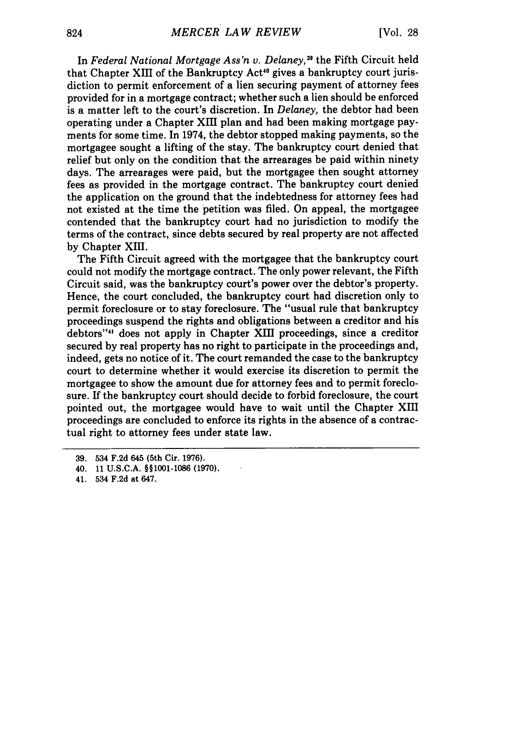In *Federal National Mortgage Ass'n v. Delaney*,[39] the Fifth Circuit held that Chapter XIII of the Bankruptcy Act[40] gives a bankruptcy court jurisdiction to permit enforcement of a lien securing payment of attorney fees provided for in a mortgage contract; whether such a lien should be enforced is a matter left to the court's discretion. In *Delaney*, the debtor had been operating under a Chapter XIII plan and had been making mortgage payments for some time. In 1974, the debtor stopped making payments, so the mortgagee sought a lifting of the stay. The bankruptcy court denied that relief but only on the condition that the arrearages be paid within ninety days. The arrearages were paid, but the mortgagee then sought attorney fees as provided in the mortgage contract. The bankruptcy court denied the application on the ground that the indebtedness for attorney fees had not existed at the time the petition was filed. On appeal, the mortgagee contended that the bankruptcy court had no jurisdiction to modify the terms of the contract, since debts secured by real property are not affected by Chapter XIII.

The Fifth Circuit agreed with the mortgagee that the bankruptcy court could not modify the mortgage contract. The only power relevant, the Fifth Circuit said, was the bankruptcy court's power over the debtor's property. Hence, the court concluded, the bankruptcy court had discretion only to permit foreclosure or to stay foreclosure. The "usual rule that bankruptcy proceedings suspend the rights and obligations between a creditor and his debtors"[41] does not apply in Chapter XIII proceedings, since a creditor secured by real property has no right to participate in the proceedings and, indeed, gets no notice of it. The court remanded the case to the bankruptcy court to determine whether it would exercise its discretion to permit the mortgagee to show the amount due for attorney fees and to permit foreclosure. If the bankruptcy court should decide to forbid foreclosure, the court pointed out, the mortgagee would have to wait until the Chapter XIII proceedings are concluded to enforce its rights in the absence of a contractual right to attorney fees under state law.

---

39. 534 F.2d 645 (5th Cir. 1976).
40. 11 U.S.C.A. §§1001-1086 (1970).
41. 534 F.2d at 647.